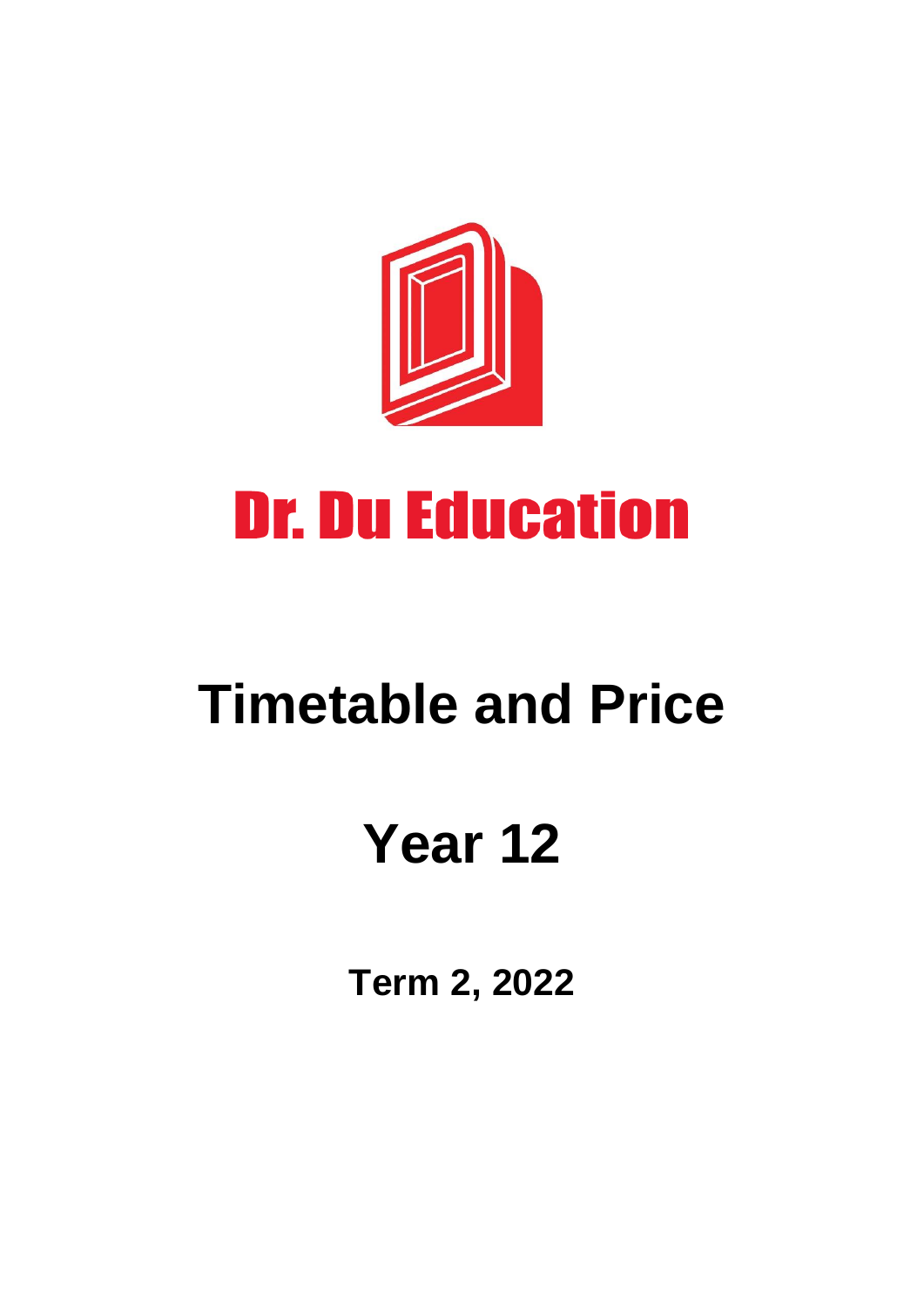# Dr. Du Education

# Timetable and Price

# Year 12

**Term 2, 2022**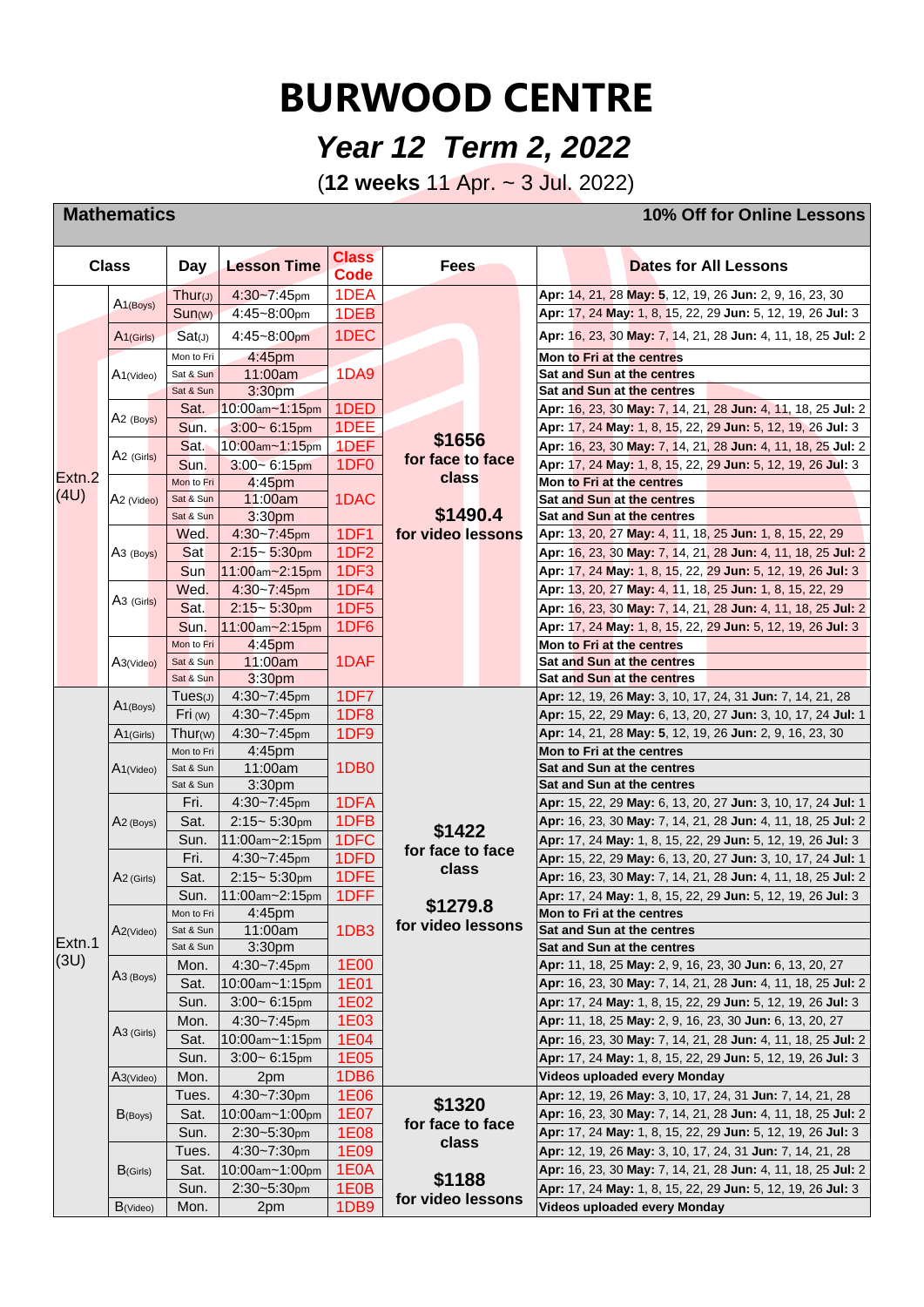# BURWOOD CENTRE

## *Year 12 Term 2, 2022*

(**12 weeks** 11 Apr. ~ 3 Jul. 2022)

| **Mathematics** | | | | | | **10% Off for Online Lessons** |
|---|---|---|---|---|---|---|
| **Class** | | **Day** | **Lesson Time** | **Class Code** | **Fees** | **Dates for All Lessons** |
| Extn.2 (4U) | A1(Boys) | Thur(J) | 4:30~7:45pm | 1DEA | $1656 for face to face class<br><br>$1490.4 for video lessons | **Apr:** 14, 21, 28 **May:** 5, 12, 19, 26 **Jun:** 2, 9, 16, 23, 30 |
| | | Sun(W) | 4:45~8:00pm | 1DEB | | **Apr:** 17, 24 **May:** 1, 8, 15, 22, 29 **Jun:** 5, 12, 19, 26 **Jul:** 3 |
| | A1(Girls) | Sat(J) | 4:45~8:00pm | 1DEC | | **Apr:** 16, 23, 30 **May:** 7, 14, 21, 28 **Jun:** 4, 11, 18, 25 **Jul:** 2 |
| | A1(Video) | Mon to Fri | 4:45pm | 1DA9 | | **Mon to Fri at the centres** |
| | | Sat & Sun | 11:00am | | | **Sat and Sun at the centres** |
| | | Sat & Sun | 3:30pm | | | **Sat and Sun at the centres** |
| | A2 (Boys) | Sat. | 10:00am~1:15pm | 1DED | | **Apr:** 16, 23, 30 **May:** 7, 14, 21, 28 **Jun:** 4, 11, 18, 25 **Jul:** 2 |
| | | Sun. | 3:00~ 6:15pm | 1DEE | | **Apr:** 17, 24 **May:** 1, 8, 15, 22, 29 **Jun:** 5, 12, 19, 26 **Jul:** 3 |
| | A2 (Girls) | Sat. | 10:00am~1:15pm | 1DEF | | **Apr:** 16, 23, 30 **May:** 7, 14, 21, 28 **Jun:** 4, 11, 18, 25 **Jul:** 2 |
| | | Sun. | 3:00~ 6:15pm | 1DF0 | | **Apr:** 17, 24 **May:** 1, 8, 15, 22, 29 **Jun:** 5, 12, 19, 26 **Jul:** 3 |
| | A2 (Video) | Mon to Fri | 4:45pm | 1DAC | | **Mon to Fri at the centres** |
| | | Sat & Sun | 11:00am | | | **Sat and Sun at the centres** |
| | | Sat & Sun | 3:30pm | | | **Sat and Sun at the centres** |
| | A3 (Boys) | Wed. | 4:30~7:45pm | 1DF1 | | **Apr:** 13, 20, 27 **May:** 4, 11, 18, 25 **Jun:** 1, 8, 15, 22, 29 |
| | | Sat | 2:15~ 5:30pm | 1DF2 | | **Apr:** 16, 23, 30 **May:** 7, 14, 21, 28 **Jun:** 4, 11, 18, 25 **Jul:** 2 |
| | | Sun | 11:00am~2:15pm | 1DF3 | | **Apr:** 17, 24 **May:** 1, 8, 15, 22, 29 **Jun:** 5, 12, 19, 26 **Jul:** 3 |
| | A3 (Girls) | Wed. | 4:30~7:45pm | 1DF4 | | **Apr:** 13, 20, 27 **May:** 4, 11, 18, 25 **Jun:** 1, 8, 15, 22, 29 |
| | | Sat. | 2:15~ 5:30pm | 1DF5 | | **Apr:** 16, 23, 30 **May:** 7, 14, 21, 28 **Jun:** 4, 11, 18, 25 **Jul:** 2 |
| | | Sun. | 11:00am~2:15pm | 1DF6 | | **Apr:** 17, 24 **May:** 1, 8, 15, 22, 29 **Jun:** 5, 12, 19, 26 **Jul:** 3 |
| | A3(Video) | Mon to Fri | 4:45pm | 1DAF | | **Mon to Fri at the centres** |
| | | Sat & Sun | 11:00am | | | **Sat and Sun at the centres** |
| | | Sat & Sun | 3:30pm | | | **Sat and Sun at the centres** |
| Extn.1 (3U) | A1(Boys) | Tues(J) | 4:30~7:45pm | 1DF7 | $1422 for face to face class<br><br>$1279.8 for video lessons | **Apr:** 12, 19, 26 **May:** 3, 10, 17, 24, 31 **Jun:** 7, 14, 21, 28 |
| | | Fri (W) | 4:30~7:45pm | 1DF8 | | **Apr:** 15, 22, 29 **May:** 6, 13, 20, 27 **Jun:** 3, 10, 17, 24 **Jul:** 1 |
| | A1(Girls) | Thur(W) | 4:30~7:45pm | 1DF9 | | **Apr:** 14, 21, 28 **May:** 5, 12, 19, 26 **Jun:** 2, 9, 16, 23, 30 |
| | A1(Video) | Mon to Fri | 4:45pm | 1DB0 | | **Mon to Fri at the centres** |
| | | Sat & Sun | 11:00am | | | **Sat and Sun at the centres** |
| | | Sat & Sun | 3:30pm | | | **Sat and Sun at the centres** |
| | A2 (Boys) | Fri. | 4:30~7:45pm | 1DFA | | **Apr:** 15, 22, 29 **May:** 6, 13, 20, 27 **Jun:** 3, 10, 17, 24 **Jul:** 1 |
| | | Sat. | 2:15~ 5:30pm | 1DFB | | **Apr:** 16, 23, 30 **May:** 7, 14, 21, 28 **Jun:** 4, 11, 18, 25 **Jul:** 2 |
| | | Sun. | 11:00am~2:15pm | 1DFC | | **Apr:** 17, 24 **May:** 1, 8, 15, 22, 29 **Jun:** 5, 12, 19, 26 **Jul:** 3 |
| | A2 (Girls) | Fri. | 4:30~7:45pm | 1DFD | | **Apr:** 15, 22, 29 **May:** 6, 13, 20, 27 **Jun:** 3, 10, 17, 24 **Jul:** 1 |
| | | Sat. | 2:15~ 5:30pm | 1DFE | | **Apr:** 16, 23, 30 **May:** 7, 14, 21, 28 **Jun:** 4, 11, 18, 25 **Jul:** 2 |
| | | Sun. | 11:00am~2:15pm | 1DFF | | **Apr:** 17, 24 **May:** 1, 8, 15, 22, 29 **Jun:** 5, 12, 19, 26 **Jul:** 3 |
| | A2(Video) | Mon to Fri | 4:45pm | 1DB3 | | **Mon to Fri at the centres** |
| | | Sat & Sun | 11:00am | | | **Sat and Sun at the centres** |
| | | Sat & Sun | 3:30pm | | | **Sat and Sun at the centres** |
| | A3 (Boys) | Mon. | 4:30~7:45pm | 1E00 | | **Apr:** 11, 18, 25 **May:** 2, 9, 16, 23, 30 **Jun:** 6, 13, 20, 27 |
| | | Sat. | 10:00am~1:15pm | 1E01 | | **Apr:** 16, 23, 30 **May:** 7, 14, 21, 28 **Jun:** 4, 11, 18, 25 **Jul:** 2 |
| | | Sun. | 3:00~ 6:15pm | 1E02 | | **Apr:** 17, 24 **May:** 1, 8, 15, 22, 29 **Jun:** 5, 12, 19, 26 **Jul:** 3 |
| | A3 (Girls) | Mon. | 4:30~7:45pm | 1E03 | | **Apr:** 11, 18, 25 **May:** 2, 9, 16, 23, 30 **Jun:** 6, 13, 20, 27 |
| | | Sat. | 10:00am~1:15pm | 1E04 | | **Apr:** 16, 23, 30 **May:** 7, 14, 21, 28 **Jun:** 4, 11, 18, 25 **Jul:** 2 |
| | | Sun. | 3:00~ 6:15pm | 1E05 | | **Apr:** 17, 24 **May:** 1, 8, 15, 22, 29 **Jun:** 5, 12, 19, 26 **Jul:** 3 |
| | A3(Video) | Mon. | 2pm | 1DB6 | | **Videos uploaded every Monday** |
| | B(Boys) | Tues. | 4:30~7:30pm | 1E06 | $1320 for face to face class<br><br>$1188 for video lessons | **Apr:** 12, 19, 26 **May:** 3, 10, 17, 24, 31 **Jun:** 7, 14, 21, 28 |
| | | Sat. | 10:00am~1:00pm | 1E07 | | **Apr:** 16, 23, 30 **May:** 7, 14, 21, 28 **Jun:** 4, 11, 18, 25 **Jul:** 2 |
| | | Sun. | 2:30~5:30pm | 1E08 | | **Apr:** 17, 24 **May:** 1, 8, 15, 22, 29 **Jun:** 5, 12, 19, 26 **Jul:** 3 |
| | B(Girls) | Tues. | 4:30~7:30pm | 1E09 | | **Apr:** 12, 19, 26 **May:** 3, 10, 17, 24, 31 **Jun:** 7, 14, 21, 28 |
| | | Sat. | 10:00am~1:00pm | 1E0A | | **Apr:** 16, 23, 30 **May:** 7, 14, 21, 28 **Jun:** 4, 11, 18, 25 **Jul:** 2 |
| | | Sun. | 2:30~5:30pm | 1E0B | | **Apr:** 17, 24 **May:** 1, 8, 15, 22, 29 **Jun:** 5, 12, 19, 26 **Jul:** 3 |
| | B(Video) | Mon. | 2pm | 1DB9 | | **Videos uploaded every Monday** |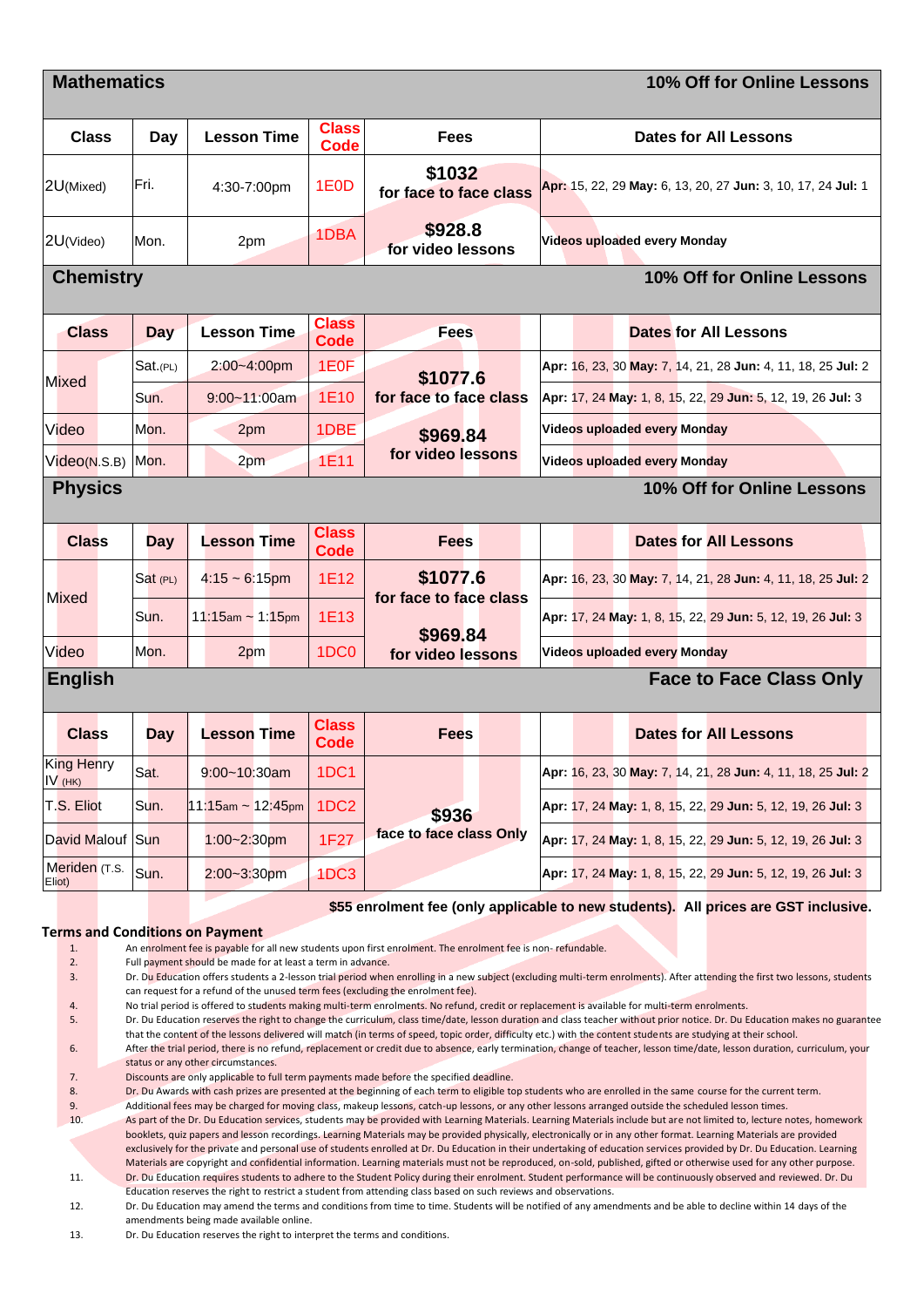## Mathematics

**10% Off for Online Lessons**

| Class | Day | Lesson Time | Class Code | Fees | Dates for All Lessons |
|---|---|---|---|---|---|
| 2U(Mixed) | Fri. | 4:30-7:00pm | 1E0D | **$1032** for face to face class | **Apr:** 15, 22, 29 **May:** 6, 13, 20, 27 **Jun:** 3, 10, 17, 24 **Jul:** 1 |
| 2U(Video) | Mon. | 2pm | 1DBA | **$928.8** for video lessons | Videos uploaded every Monday |

## Chemistry

**10% Off for Online Lessons**

| Class | Day | Lesson Time | Class Code | Fees | Dates for All Lessons |
|---|---|---|---|---|---|
| Mixed | Sat.(PL) | 2:00~4:00pm | 1E0F | **$1077.6** for face to face class | **Apr:** 16, 23, 30 **May:** 7, 14, 21, 28 **Jun:** 4, 11, 18, 25 **Jul:** 2 |
| | Sun. | 9:00~11:00am | 1E10 | | **Apr:** 17, 24 **May:** 1, 8, 15, 22, 29 **Jun:** 5, 12, 19, 26 **Jul:** 3 |
| Video | Mon. | 2pm | 1DBE | **$969.84** for video lessons | Videos uploaded every Monday |
| Video(N.S.B) | Mon. | 2pm | 1E11 | | Videos uploaded every Monday |

## Physics

**10% Off for Online Lessons**

| Class | Day | Lesson Time | Class Code | Fees | Dates for All Lessons |
|---|---|---|---|---|---|
| Mixed | Sat (PL) | 4:15 ~ 6:15pm | 1E12 | **$1077.6** for face to face class | **Apr:** 16, 23, 30 **May:** 7, 14, 21, 28 **Jun:** 4, 11, 18, 25 **Jul:** 2 |
| | Sun. | 11:15am ~ 1:15pm | 1E13 | | **Apr:** 17, 24 **May:** 1, 8, 15, 22, 29 **Jun:** 5, 12, 19, 26 **Jul:** 3 |
| Video | Mon. | 2pm | 1DC0 | **$969.84** for video lessons | Videos uploaded every Monday |

## English

**Face to Face Class Only**

| Class | Day | Lesson Time | Class Code | Fees | Dates for All Lessons |
|---|---|---|---|---|---|
| King Henry IV (HK) | Sat. | 9:00~10:30am | 1DC1 | **$936** face to face class Only | **Apr:** 16, 23, 30 **May:** 7, 14, 21, 28 **Jun:** 4, 11, 18, 25 **Jul:** 2 |
| T.S. Eliot | Sun. | 11:15am ~ 12:45pm | 1DC2 | | **Apr:** 17, 24 **May:** 1, 8, 15, 22, 29 **Jun:** 5, 12, 19, 26 **Jul:** 3 |
| David Malouf | Sun | 1:00~2:30pm | 1F27 | | **Apr:** 17, 24 **May:** 1, 8, 15, 22, 29 **Jun:** 5, 12, 19, 26 **Jul:** 3 |
| Meriden (T.S. Eliot) | Sun. | 2:00~3:30pm | 1DC3 | | **Apr:** 17, 24 **May:** 1, 8, 15, 22, 29 **Jun:** 5, 12, 19, 26 **Jul:** 3 |

**$55 enrolment fee (only applicable to new students). All prices are GST inclusive.**

### Terms and Conditions on Payment

1. An enrolment fee is payable for all new students upon first enrolment. The enrolment fee is non- refundable.
2. Full payment should be made for at least a term in advance.
3. Dr. Du Education offers students a 2-lesson trial period when enrolling in a new subject (excluding multi-term enrolments). After attending the first two lessons, students can request for a refund of the unused term fees (excluding the enrolment fee).
4. No trial period is offered to students making multi-term enrolments. No refund, credit or replacement is available for multi-term enrolments.
5. Dr. Du Education reserves the right to change the curriculum, class time/date, lesson duration and class teacher without prior notice. Dr. Du Education makes no guarantee that the content of the lessons delivered will match (in terms of speed, topic order, difficulty etc.) with the content students are studying at their school.
6. After the trial period, there is no refund, replacement or credit due to absence, early termination, change of teacher, lesson time/date, lesson duration, curriculum, your status or any other circumstances.
7. Discounts are only applicable to full term payments made before the specified deadline.
8. Dr. Du Awards with cash prizes are presented at the beginning of each term to eligible top students who are enrolled in the same course for the current term.
9. Additional fees may be charged for moving class, makeup lessons, catch-up lessons, or any other lessons arranged outside the scheduled lesson times.
10. As part of the Dr. Du Education services, students may be provided with Learning Materials. Learning Materials include but are not limited to, lecture notes, homework booklets, quiz papers and lesson recordings. Learning Materials may be provided physically, electronically or in any other format. Learning Materials are provided exclusively for the private and personal use of students enrolled at Dr. Du Education in their undertaking of education services provided by Dr. Du Education. Learning Materials are copyright and confidential information. Learning materials must not be reproduced, on-sold, published, gifted or otherwise used for any other purpose.
11. Dr. Du Education requires students to adhere to the Student Policy during their enrolment. Student performance will be continuously observed and reviewed. Dr. Du Education reserves the right to restrict a student from attending class based on such reviews and observations.
12. Dr. Du Education may amend the terms and conditions from time to time. Students will be notified of any amendments and be able to decline within 14 days of the amendments being made available online.
13. Dr. Du Education reserves the right to interpret the terms and conditions.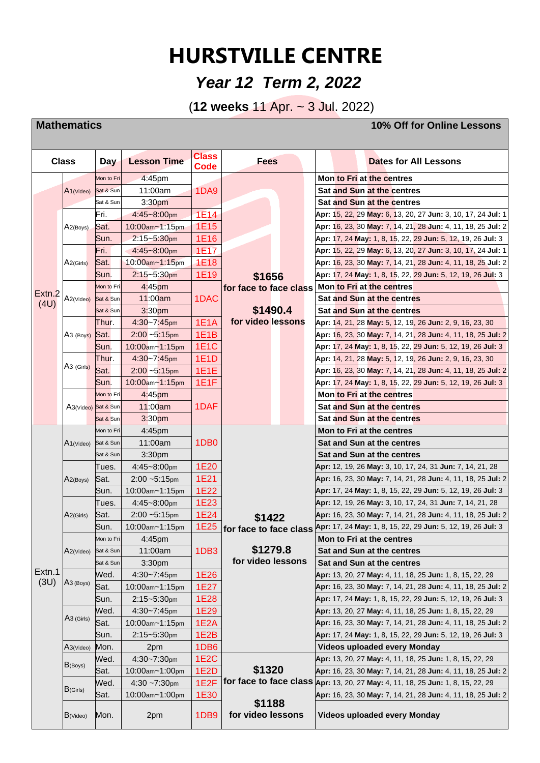# HURSTVILLE CENTRE

## *Year 12 Term 2, 2022*

(**12 weeks** 11 Apr. ~ 3 Jul. 2022)

**Mathematics** — **10% Off for Online Lessons**

| Class | | Day | Lesson Time | Class Code | Fees | Dates for All Lessons |
|---|---|---|---|---|---|---|
| Extn.2 (4U) | A1(Video) | Mon to Fri | 4:45pm | 1DA9 | $1656 for face to face class; $1490.4 for video lessons | **Mon to Fri at the centres** |
| | | Sat & Sun | 11:00am | | | **Sat and Sun at the centres** |
| | | Sat & Sun | 3:30pm | | | **Sat and Sun at the centres** |
| | A2(Boys) | Fri. | 4:45~8:00pm | 1E14 | | **Apr:** 15, 22, 29 **May:** 6, 13, 20, 27 **Jun:** 3, 10, 17, 24 **Jul:** 1 |
| | | Sat. | 10:00am~1:15pm | 1E15 | | **Apr:** 16, 23, 30 **May:** 7, 14, 21, 28 **Jun:** 4, 11, 18, 25 **Jul:** 2 |
| | | Sun. | 2:15~5:30pm | 1E16 | | **Apr:** 17, 24 **May:** 1, 8, 15, 22, 29 **Jun:** 5, 12, 19, 26 **Jul:** 3 |
| | A2(Girls) | Fri. | 4:45~8:00pm | 1E17 | | **Apr:** 15, 22, 29 **May:** 6, 13, 20, 27 **Jun:** 3, 10, 17, 24 **Jul:** 1 |
| | | Sat. | 10:00am~1:15pm | 1E18 | | **Apr:** 16, 23, 30 **May:** 7, 14, 21, 28 **Jun:** 4, 11, 18, 25 **Jul:** 2 |
| | | Sun. | 2:15~5:30pm | 1E19 | | **Apr:** 17, 24 **May:** 1, 8, 15, 22, 29 **Jun:** 5, 12, 19, 26 **Jul:** 3 |
| | A2(Video) | Mon to Fri | 4:45pm | 1DAC | | **Mon to Fri at the centres** |
| | | Sat & Sun | 11:00am | | | **Sat and Sun at the centres** |
| | | Sat & Sun | 3:30pm | | | **Sat and Sun at the centres** |
| | A3 (Boys) | Thur. | 4:30~7:45pm | 1E1A | | **Apr:** 14, 21, 28 **May:** 5, 12, 19, 26 **Jun:** 2, 9, 16, 23, 30 |
| | | Sat. | 2:00 ~5:15pm | 1E1B | | **Apr:** 16, 23, 30 **May:** 7, 14, 21, 28 **Jun:** 4, 11, 18, 25 **Jul:** 2 |
| | | Sun. | 10:00am~1:15pm | 1E1C | | **Apr:** 17, 24 **May:** 1, 8, 15, 22, 29 **Jun:** 5, 12, 19, 26 **Jul:** 3 |
| | A3 (Girls) | Thur. | 4:30~7:45pm | 1E1D | | **Apr:** 14, 21, 28 **May:** 5, 12, 19, 26 **Jun:** 2, 9, 16, 23, 30 |
| | | Sat. | 2:00 ~5:15pm | 1E1E | | **Apr:** 16, 23, 30 **May:** 7, 14, 21, 28 **Jun:** 4, 11, 18, 25 **Jul:** 2 |
| | | Sun. | 10:00am~1:15pm | 1E1F | | **Apr:** 17, 24 **May:** 1, 8, 15, 22, 29 **Jun:** 5, 12, 19, 26 **Jul:** 3 |
| | A3(Video) | Mon to Fri | 4:45pm | 1DAF | | **Mon to Fri at the centres** |
| | | Sat & Sun | 11:00am | | | **Sat and Sun at the centres** |
| | | Sat & Sun | 3:30pm | | | **Sat and Sun at the centres** |
| Extn.1 (3U) | A1(Video) | Mon to Fri | 4:45pm | 1DB0 | $1422 for face to face class; $1279.8 for video lessons | **Mon to Fri at the centres** |
| | | Sat & Sun | 11:00am | | | **Sat and Sun at the centres** |
| | | Sat & Sun | 3:30pm | | | **Sat and Sun at the centres** |
| | A2(Boys) | Tues. | 4:45~8:00pm | 1E20 | | **Apr:** 12, 19, 26 **May:** 3, 10, 17, 24, 31 **Jun:** 7, 14, 21, 28 |
| | | Sat. | 2:00 ~5:15pm | 1E21 | | **Apr:** 16, 23, 30 **May:** 7, 14, 21, 28 **Jun:** 4, 11, 18, 25 **Jul:** 2 |
| | | Sun. | 10:00am~1:15pm | 1E22 | | **Apr:** 17, 24 **May:** 1, 8, 15, 22, 29 **Jun:** 5, 12, 19, 26 **Jul:** 3 |
| | A2(Girls) | Tues. | 4:45~8:00pm | 1E23 | | **Apr:** 12, 19, 26 **May:** 3, 10, 17, 24, 31 **Jun:** 7, 14, 21, 28 |
| | | Sat. | 2:00 ~5:15pm | 1E24 | | **Apr:** 16, 23, 30 **May:** 7, 14, 21, 28 **Jun:** 4, 11, 18, 25 **Jul:** 2 |
| | | Sun. | 10:00am~1:15pm | 1E25 | | **Apr:** 17, 24 **May:** 1, 8, 15, 22, 29 **Jun:** 5, 12, 19, 26 **Jul:** 3 |
| | A2(Video) | Mon to Fri | 4:45pm | 1DB3 | | **Mon to Fri at the centres** |
| | | Sat & Sun | 11:00am | | | **Sat and Sun at the centres** |
| | | Sat & Sun | 3:30pm | | | **Sat and Sun at the centres** |
| | A3 (Boys) | Wed. | 4:30~7:45pm | 1E26 | | **Apr:** 13, 20, 27 **May:** 4, 11, 18, 25 **Jun:** 1, 8, 15, 22, 29 |
| | | Sat. | 10:00am~1:15pm | 1E27 | | **Apr:** 16, 23, 30 **May:** 7, 14, 21, 28 **Jun:** 4, 11, 18, 25 **Jul:** 2 |
| | | Sun. | 2:15~5:30pm | 1E28 | | **Apr:** 17, 24 **May:** 1, 8, 15, 22, 29 **Jun:** 5, 12, 19, 26 **Jul:** 3 |
| | A3 (Girls) | Wed. | 4:30~7:45pm | 1E29 | | **Apr:** 13, 20, 27 **May:** 4, 11, 18, 25 **Jun:** 1, 8, 15, 22, 29 |
| | | Sat. | 10:00am~1:15pm | 1E2A | | **Apr:** 16, 23, 30 **May:** 7, 14, 21, 28 **Jun:** 4, 11, 18, 25 **Jul:** 2 |
| | | Sun. | 2:15~5:30pm | 1E2B | | **Apr:** 17, 24 **May:** 1, 8, 15, 22, 29 **Jun:** 5, 12, 19, 26 **Jul:** 3 |
| | A3(Video) | Mon. | 2pm | 1DB6 | | **Videos uploaded every Monday** |
| | B(Boys) | Wed. | 4:30~7:30pm | 1E2C | $1320 for face to face class; $1188 for video lessons | **Apr:** 13, 20, 27 **May:** 4, 11, 18, 25 **Jun:** 1, 8, 15, 22, 29 |
| | | Sat. | 10:00am~1:00pm | 1E2D | | **Apr:** 16, 23, 30 **May:** 7, 14, 21, 28 **Jun:** 4, 11, 18, 25 **Jul:** 2 |
| | B(Girls) | Wed. | 4:30 ~7:30pm | 1E2F | | **Apr:** 13, 20, 27 **May:** 4, 11, 18, 25 **Jun:** 1, 8, 15, 22, 29 |
| | | Sat. | 10:00am~1:00pm | 1E30 | | **Apr:** 16, 23, 30 **May:** 7, 14, 21, 28 **Jun:** 4, 11, 18, 25 **Jul:** 2 |
| | B(Video) | Mon. | 2pm | 1DB9 | | **Videos uploaded every Monday** |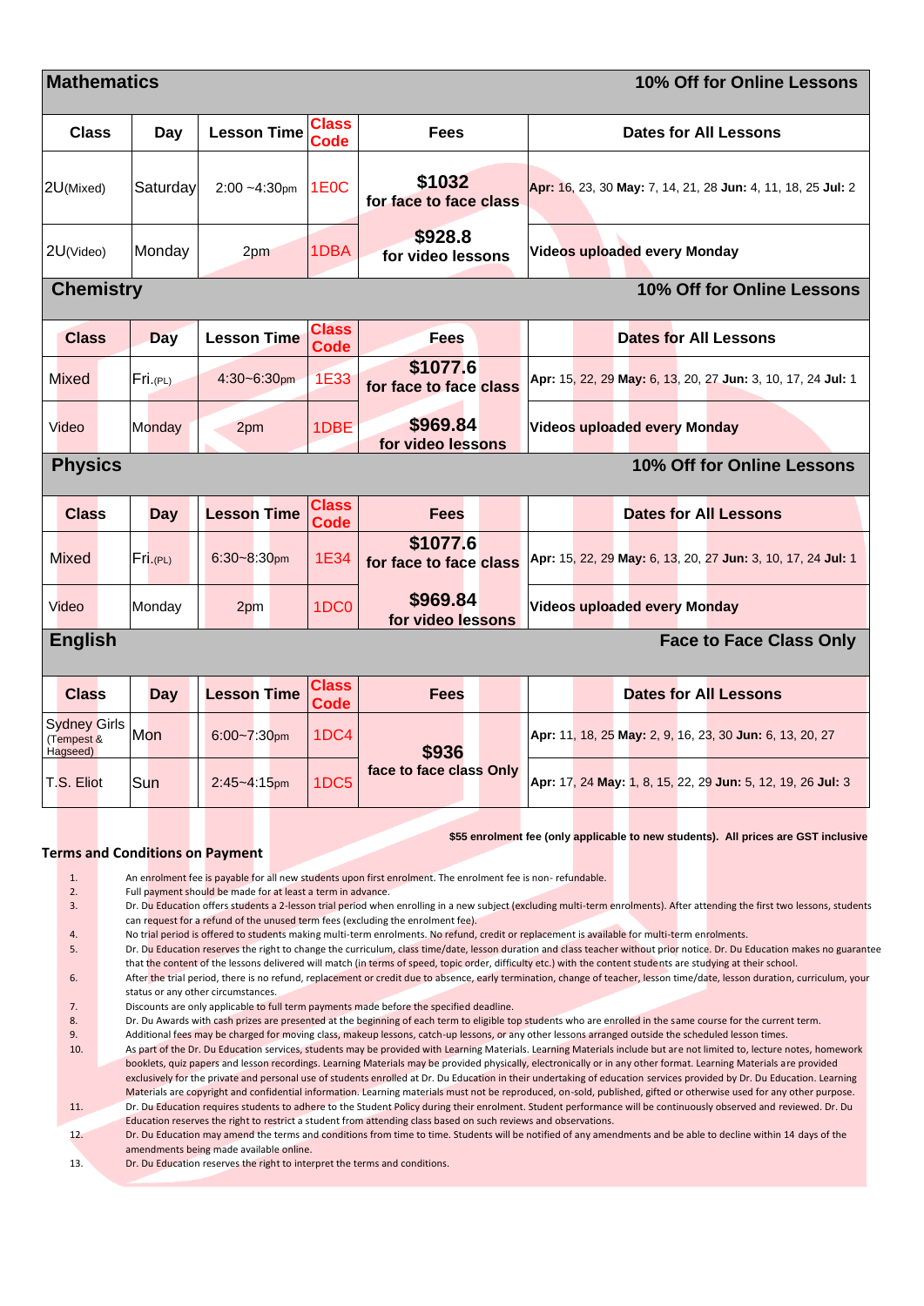## Mathematics

**10% Off for Online Lessons**

| Class | Day | Lesson Time | Class Code | Fees | Dates for All Lessons |
|---|---|---|---|---|---|
| 2U(Mixed) | Saturday | 2:00 ~4:30pm | 1E0C | **$1032 for face to face class** | **Apr:** 16, 23, 30 **May:** 7, 14, 21, 28 **Jun:** 4, 11, 18, 25 **Jul:** 2 |
| 2U(Video) | Monday | 2pm | 1DBA | **$928.8 for video lessons** | **Videos uploaded every Monday** |

## Chemistry

**10% Off for Online Lessons**

| Class | Day | Lesson Time | Class Code | Fees | Dates for All Lessons |
|---|---|---|---|---|---|
| Mixed | Fri.(PL) | 4:30~6:30pm | 1E33 | **$1077.6 for face to face class** | **Apr:** 15, 22, 29 **May:** 6, 13, 20, 27 **Jun:** 3, 10, 17, 24 **Jul:** 1 |
| Video | Monday | 2pm | 1DBE | **$969.84 for video lessons** | **Videos uploaded every Monday** |

## Physics

**10% Off for Online Lessons**

| Class | Day | Lesson Time | Class Code | Fees | Dates for All Lessons |
|---|---|---|---|---|---|
| Mixed | Fri.(PL) | 6:30~8:30pm | 1E34 | **$1077.6 for face to face class** | **Apr:** 15, 22, 29 **May:** 6, 13, 20, 27 **Jun:** 3, 10, 17, 24 **Jul:** 1 |
| Video | Monday | 2pm | 1DC0 | **$969.84 for video lessons** | **Videos uploaded every Monday** |

## English

**Face to Face Class Only**

| Class | Day | Lesson Time | Class Code | Fees | Dates for All Lessons |
|---|---|---|---|---|---|
| Sydney Girls (Tempest & Hagseed) | Mon | 6:00~7:30pm | 1DC4 | **$936 face to face class Only** | **Apr:** 11, 18, 25 **May:** 2, 9, 16, 23, 30 **Jun:** 6, 13, 20, 27 |
| T.S. Eliot | Sun | 2:45~4:15pm | 1DC5 | | **Apr:** 17, 24 **May:** 1, 8, 15, 22, 29 **Jun:** 5, 12, 19, 26 **Jul:** 3 |

**$55 enrolment fee (only applicable to new students). All prices are GST inclusive**

**Terms and Conditions on Payment**

1. An enrolment fee is payable for all new students upon first enrolment. The enrolment fee is non- refundable.
2. Full payment should be made for at least a term in advance.
3. Dr. Du Education offers students a 2-lesson trial period when enrolling in a new subject (excluding multi-term enrolments). After attending the first two lessons, students can request for a refund of the unused term fees (excluding the enrolment fee).
4. No trial period is offered to students making multi-term enrolments. No refund, credit or replacement is available for multi-term enrolments.
5. Dr. Du Education reserves the right to change the curriculum, class time/date, lesson duration and class teacher without prior notice. Dr. Du Education makes no guarantee that the content of the lessons delivered will match (in terms of speed, topic order, difficulty etc.) with the content students are studying at their school.
6. After the trial period, there is no refund, replacement or credit due to absence, early termination, change of teacher, lesson time/date, lesson duration, curriculum, your status or any other circumstances.
7. Discounts are only applicable to full term payments made before the specified deadline.
8. Dr. Du Awards with cash prizes are presented at the beginning of each term to eligible top students who are enrolled in the same course for the current term.
9. Additional fees may be charged for moving class, makeup lessons, catch-up lessons, or any other lessons arranged outside the scheduled lesson times.
10. As part of the Dr. Du Education services, students may be provided with Learning Materials. Learning Materials include but are not limited to, lecture notes, homework booklets, quiz papers and lesson recordings. Learning Materials may be provided physically, electronically or in any other format. Learning Materials are provided exclusively for the private and personal use of students enrolled at Dr. Du Education in their undertaking of education services provided by Dr. Du Education. Learning Materials are copyright and confidential information. Learning materials must not be reproduced, on-sold, published, gifted or otherwise used for any other purpose.
11. Dr. Du Education requires students to adhere to the Student Policy during their enrolment. Student performance will be continuously observed and reviewed. Dr. Du Education reserves the right to restrict a student from attending class based on such reviews and observations.
12. Dr. Du Education may amend the terms and conditions from time to time. Students will be notified of any amendments and be able to decline within 14 days of the amendments being made available online.
13. Dr. Du Education reserves the right to interpret the terms and conditions.